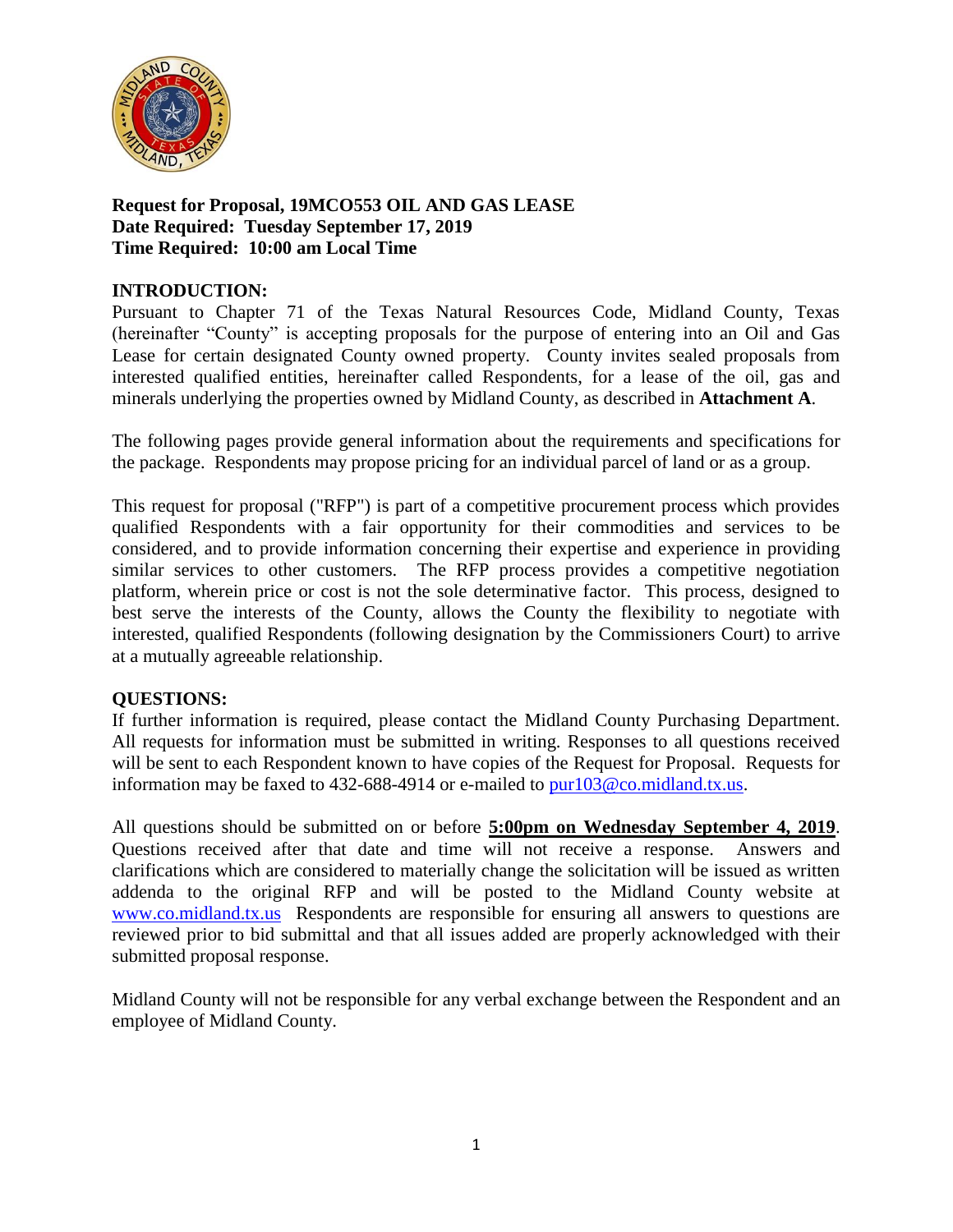**Request for Proposal, 19MCO553 OIL AND GAS LEASE**
**Date Required: Tuesday September 17, 2019**
**Time Required: 10:00 am Local Time**

## INTRODUCTION:

Pursuant to Chapter 71 of the Texas Natural Resources Code, Midland County, Texas (hereinafter "County" is accepting proposals for the purpose of entering into an Oil and Gas Lease for certain designated County owned property. County invites sealed proposals from interested qualified entities, hereinafter called Respondents, for a lease of the oil, gas and minerals underlying the properties owned by Midland County, as described in **Attachment A**.

The following pages provide general information about the requirements and specifications for the package. Respondents may propose pricing for an individual parcel of land or as a group.

This request for proposal ("RFP") is part of a competitive procurement process which provides qualified Respondents with a fair opportunity for their commodities and services to be considered, and to provide information concerning their expertise and experience in providing similar services to other customers. The RFP process provides a competitive negotiation platform, wherein price or cost is not the sole determinative factor. This process, designed to best serve the interests of the County, allows the County the flexibility to negotiate with interested, qualified Respondents (following designation by the Commissioners Court) to arrive at a mutually agreeable relationship.

## QUESTIONS:

If further information is required, please contact the Midland County Purchasing Department. All requests for information must be submitted in writing. Responses to all questions received will be sent to each Respondent known to have copies of the Request for Proposal. Requests for information may be faxed to 432-688-4914 or e-mailed to pur103@co.midland.tx.us.

All questions should be submitted on or before **5:00pm on Wednesday September 4, 2019**. Questions received after that date and time will not receive a response. Answers and clarifications which are considered to materially change the solicitation will be issued as written addenda to the original RFP and will be posted to the Midland County website at www.co.midland.tx.us Respondents are responsible for ensuring all answers to questions are reviewed prior to bid submittal and that all issues added are properly acknowledged with their submitted proposal response.

Midland County will not be responsible for any verbal exchange between the Respondent and an employee of Midland County.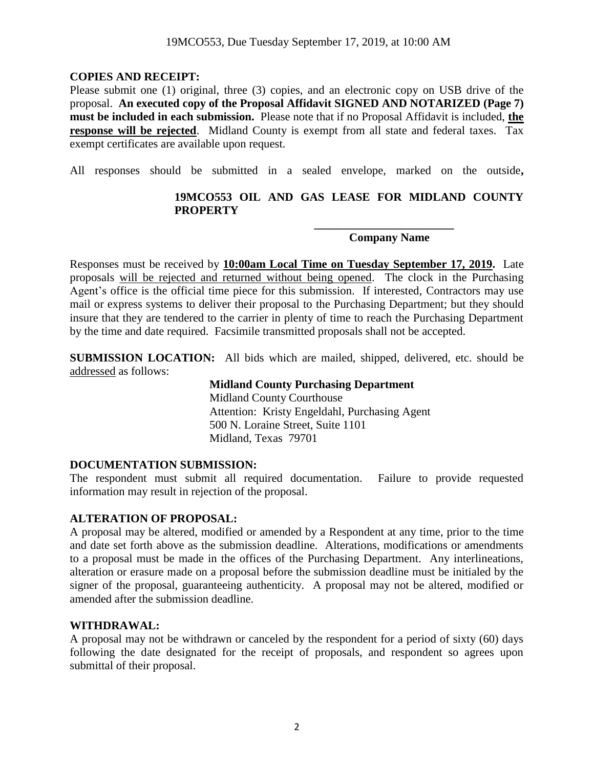**COPIES AND RECEIPT:**
Please submit one (1) original, three (3) copies, and an electronic copy on USB drive of the proposal. **An executed copy of the Proposal Affidavit SIGNED AND NOTARIZED (Page 7) must be included in each submission.** Please note that if no Proposal Affidavit is included, **the response will be rejected**. Midland County is exempt from all state and federal taxes. Tax exempt certificates are available upon request.

All responses should be submitted in a sealed envelope, marked on the outside**,**

**19MCO553 OIL AND GAS LEASE FOR MIDLAND COUNTY PROPERTY**

**________________________**
**Company Name**

Responses must be received by **10:00am Local Time on Tuesday September 17, 2019.** Late proposals will be rejected and returned without being opened. The clock in the Purchasing Agent's office is the official time piece for this submission. If interested, Contractors may use mail or express systems to deliver their proposal to the Purchasing Department; but they should insure that they are tendered to the carrier in plenty of time to reach the Purchasing Department by the time and date required. Facsimile transmitted proposals shall not be accepted.

**SUBMISSION LOCATION:** All bids which are mailed, shipped, delivered, etc. should be addressed as follows:

**Midland County Purchasing Department**
Midland County Courthouse
Attention: Kristy Engeldahl, Purchasing Agent
500 N. Loraine Street, Suite 1101
Midland, Texas 79701

**DOCUMENTATION SUBMISSION:**
The respondent must submit all required documentation. Failure to provide requested information may result in rejection of the proposal.

**ALTERATION OF PROPOSAL:**
A proposal may be altered, modified or amended by a Respondent at any time, prior to the time and date set forth above as the submission deadline. Alterations, modifications or amendments to a proposal must be made in the offices of the Purchasing Department. Any interlineations, alteration or erasure made on a proposal before the submission deadline must be initialed by the signer of the proposal, guaranteeing authenticity. A proposal may not be altered, modified or amended after the submission deadline.

**WITHDRAWAL:**
A proposal may not be withdrawn or canceled by the respondent for a period of sixty (60) days following the date designated for the receipt of proposals, and respondent so agrees upon submittal of their proposal.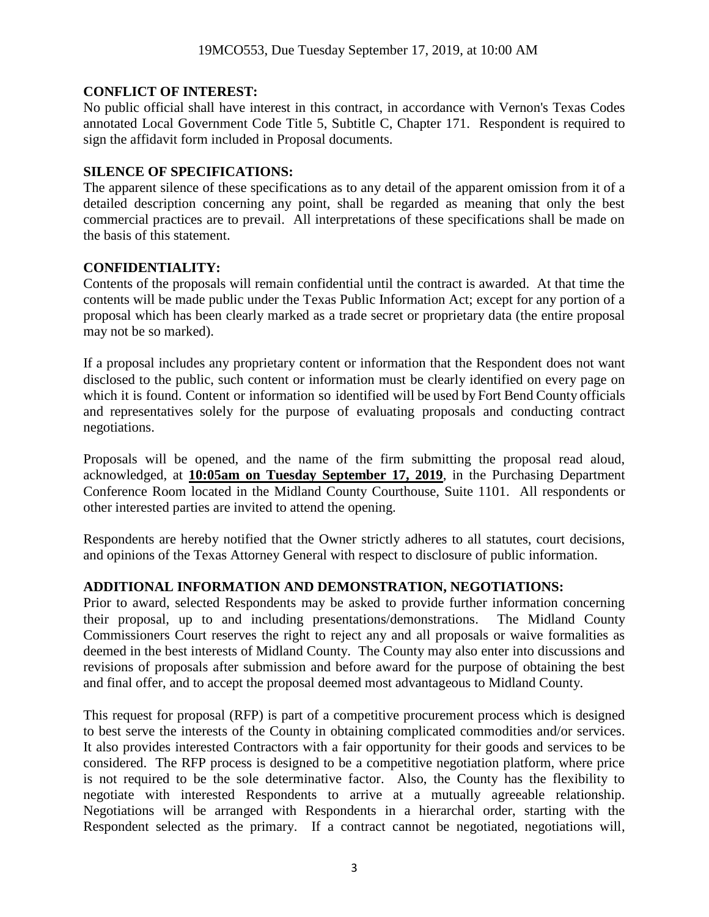**CONFLICT OF INTEREST:**

No public official shall have interest in this contract, in accordance with Vernon's Texas Codes annotated Local Government Code Title 5, Subtitle C, Chapter 171. Respondent is required to sign the affidavit form included in Proposal documents.

**SILENCE OF SPECIFICATIONS:**

The apparent silence of these specifications as to any detail of the apparent omission from it of a detailed description concerning any point, shall be regarded as meaning that only the best commercial practices are to prevail. All interpretations of these specifications shall be made on the basis of this statement.

**CONFIDENTIALITY:**

Contents of the proposals will remain confidential until the contract is awarded. At that time the contents will be made public under the Texas Public Information Act; except for any portion of a proposal which has been clearly marked as a trade secret or proprietary data (the entire proposal may not be so marked).

If a proposal includes any proprietary content or information that the Respondent does not want disclosed to the public, such content or information must be clearly identified on every page on which it is found. Content or information so identified will be used by Fort Bend County officials and representatives solely for the purpose of evaluating proposals and conducting contract negotiations.

Proposals will be opened, and the name of the firm submitting the proposal read aloud, acknowledged, at **10:05am on Tuesday September 17, 2019**, in the Purchasing Department Conference Room located in the Midland County Courthouse, Suite 1101. All respondents or other interested parties are invited to attend the opening.

Respondents are hereby notified that the Owner strictly adheres to all statutes, court decisions, and opinions of the Texas Attorney General with respect to disclosure of public information.

**ADDITIONAL INFORMATION AND DEMONSTRATION, NEGOTIATIONS:**

Prior to award, selected Respondents may be asked to provide further information concerning their proposal, up to and including presentations/demonstrations. The Midland County Commissioners Court reserves the right to reject any and all proposals or waive formalities as deemed in the best interests of Midland County. The County may also enter into discussions and revisions of proposals after submission and before award for the purpose of obtaining the best and final offer, and to accept the proposal deemed most advantageous to Midland County.

This request for proposal (RFP) is part of a competitive procurement process which is designed to best serve the interests of the County in obtaining complicated commodities and/or services. It also provides interested Contractors with a fair opportunity for their goods and services to be considered. The RFP process is designed to be a competitive negotiation platform, where price is not required to be the sole determinative factor. Also, the County has the flexibility to negotiate with interested Respondents to arrive at a mutually agreeable relationship. Negotiations will be arranged with Respondents in a hierarchal order, starting with the Respondent selected as the primary. If a contract cannot be negotiated, negotiations will,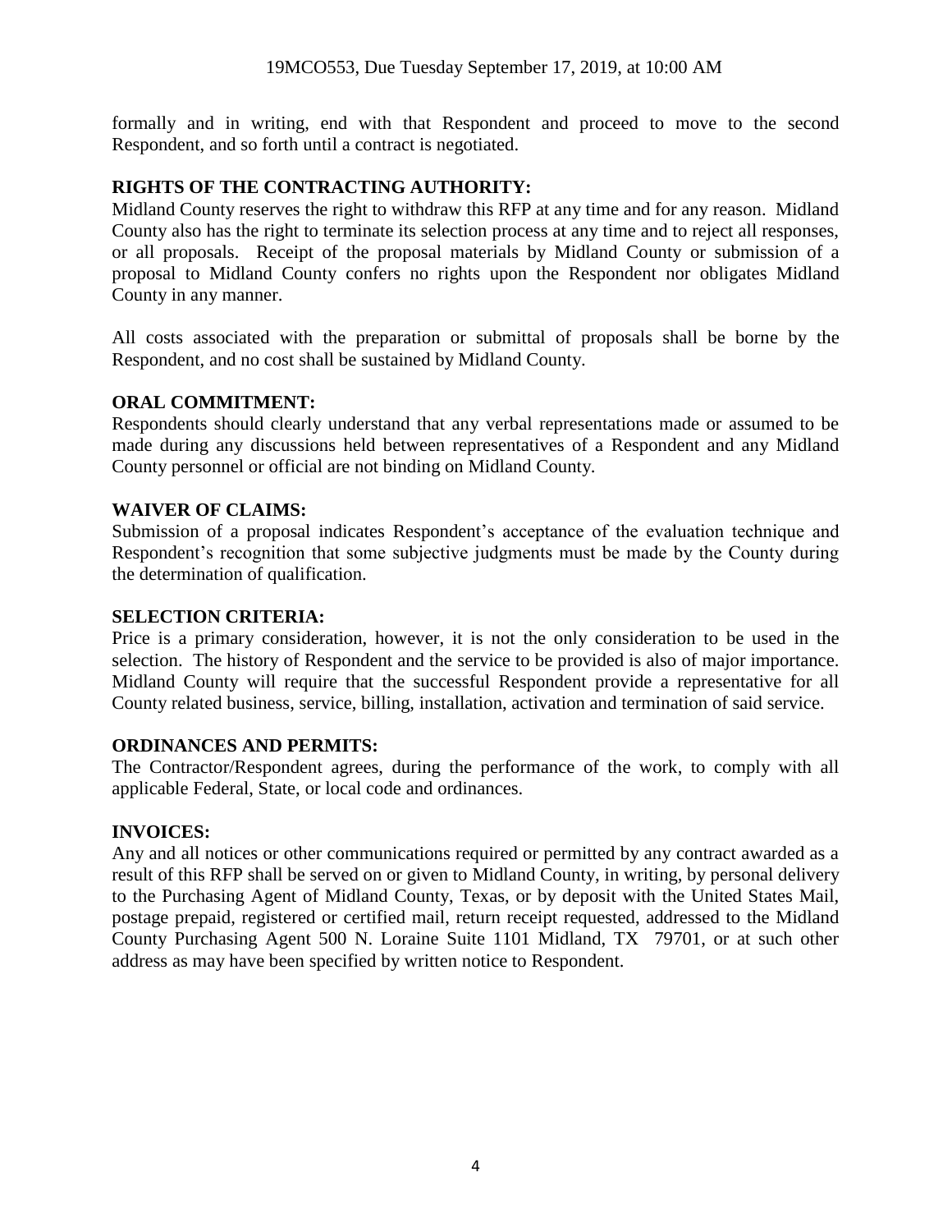formally and in writing, end with that Respondent and proceed to move to the second Respondent, and so forth until a contract is negotiated.

**RIGHTS OF THE CONTRACTING AUTHORITY:**

Midland County reserves the right to withdraw this RFP at any time and for any reason. Midland County also has the right to terminate its selection process at any time and to reject all responses, or all proposals. Receipt of the proposal materials by Midland County or submission of a proposal to Midland County confers no rights upon the Respondent nor obligates Midland County in any manner.

All costs associated with the preparation or submittal of proposals shall be borne by the Respondent, and no cost shall be sustained by Midland County.

**ORAL COMMITMENT:**

Respondents should clearly understand that any verbal representations made or assumed to be made during any discussions held between representatives of a Respondent and any Midland County personnel or official are not binding on Midland County.

**WAIVER OF CLAIMS:**

Submission of a proposal indicates Respondent's acceptance of the evaluation technique and Respondent's recognition that some subjective judgments must be made by the County during the determination of qualification.

**SELECTION CRITERIA:**

Price is a primary consideration, however, it is not the only consideration to be used in the selection. The history of Respondent and the service to be provided is also of major importance. Midland County will require that the successful Respondent provide a representative for all County related business, service, billing, installation, activation and termination of said service.

**ORDINANCES AND PERMITS:**

The Contractor/Respondent agrees, during the performance of the work, to comply with all applicable Federal, State, or local code and ordinances.

**INVOICES:**

Any and all notices or other communications required or permitted by any contract awarded as a result of this RFP shall be served on or given to Midland County, in writing, by personal delivery to the Purchasing Agent of Midland County, Texas, or by deposit with the United States Mail, postage prepaid, registered or certified mail, return receipt requested, addressed to the Midland County Purchasing Agent 500 N. Loraine Suite 1101 Midland, TX 79701, or at such other address as may have been specified by written notice to Respondent.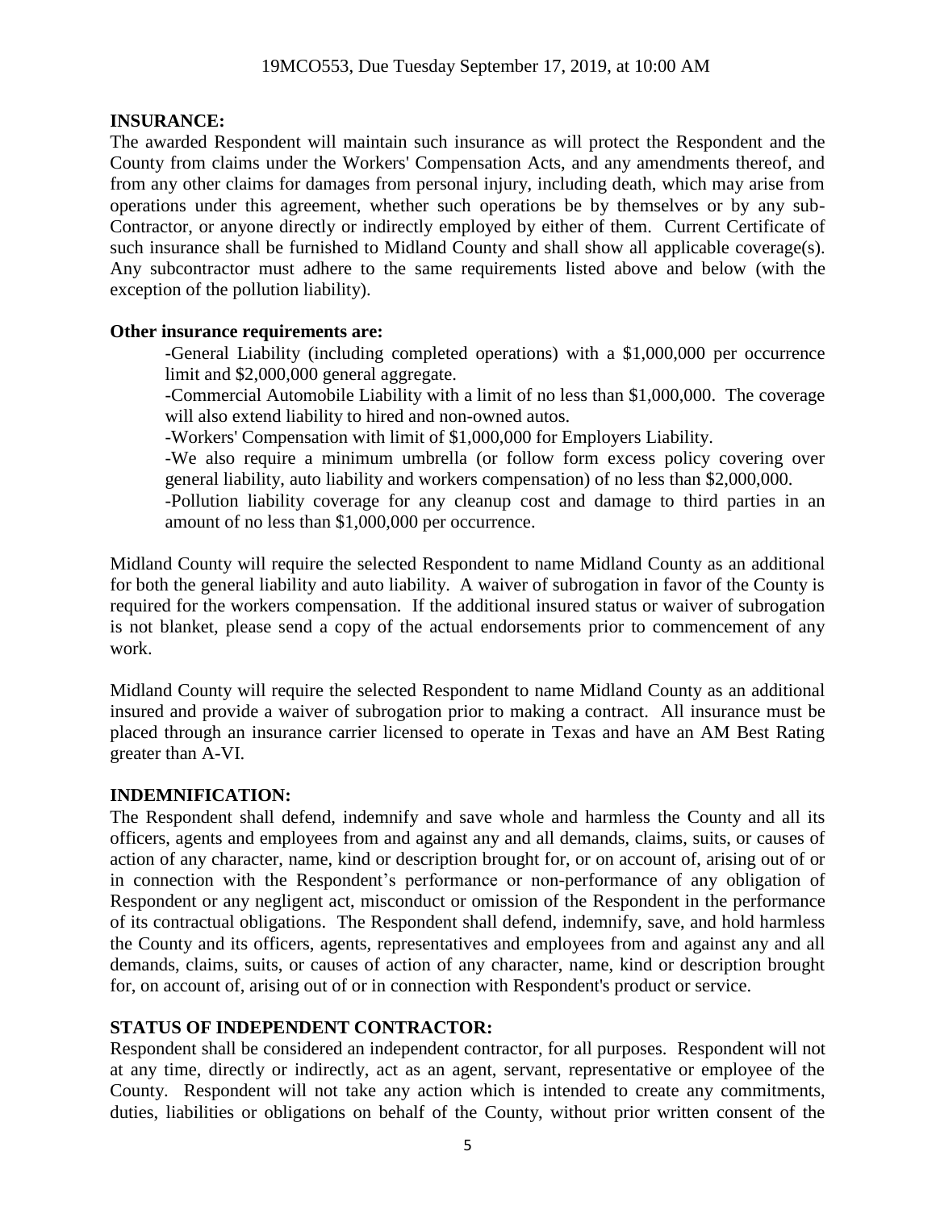**INSURANCE:**

The awarded Respondent will maintain such insurance as will protect the Respondent and the County from claims under the Workers' Compensation Acts, and any amendments thereof, and from any other claims for damages from personal injury, including death, which may arise from operations under this agreement, whether such operations be by themselves or by any sub-Contractor, or anyone directly or indirectly employed by either of them. Current Certificate of such insurance shall be furnished to Midland County and shall show all applicable coverage(s). Any subcontractor must adhere to the same requirements listed above and below (with the exception of the pollution liability).

**Other insurance requirements are:**

-General Liability (including completed operations) with a $1,000,000 per occurrence limit and $2,000,000 general aggregate.

-Commercial Automobile Liability with a limit of no less than $1,000,000. The coverage will also extend liability to hired and non-owned autos.

-Workers' Compensation with limit of $1,000,000 for Employers Liability.

-We also require a minimum umbrella (or follow form excess policy covering over general liability, auto liability and workers compensation) of no less than $2,000,000.

-Pollution liability coverage for any cleanup cost and damage to third parties in an amount of no less than $1,000,000 per occurrence.

Midland County will require the selected Respondent to name Midland County as an additional for both the general liability and auto liability. A waiver of subrogation in favor of the County is required for the workers compensation. If the additional insured status or waiver of subrogation is not blanket, please send a copy of the actual endorsements prior to commencement of any work.

Midland County will require the selected Respondent to name Midland County as an additional insured and provide a waiver of subrogation prior to making a contract. All insurance must be placed through an insurance carrier licensed to operate in Texas and have an AM Best Rating greater than A-VI.

**INDEMNIFICATION:**

The Respondent shall defend, indemnify and save whole and harmless the County and all its officers, agents and employees from and against any and all demands, claims, suits, or causes of action of any character, name, kind or description brought for, or on account of, arising out of or in connection with the Respondent's performance or non-performance of any obligation of Respondent or any negligent act, misconduct or omission of the Respondent in the performance of its contractual obligations. The Respondent shall defend, indemnify, save, and hold harmless the County and its officers, agents, representatives and employees from and against any and all demands, claims, suits, or causes of action of any character, name, kind or description brought for, on account of, arising out of or in connection with Respondent's product or service.

**STATUS OF INDEPENDENT CONTRACTOR:**

Respondent shall be considered an independent contractor, for all purposes. Respondent will not at any time, directly or indirectly, act as an agent, servant, representative or employee of the County. Respondent will not take any action which is intended to create any commitments, duties, liabilities or obligations on behalf of the County, without prior written consent of the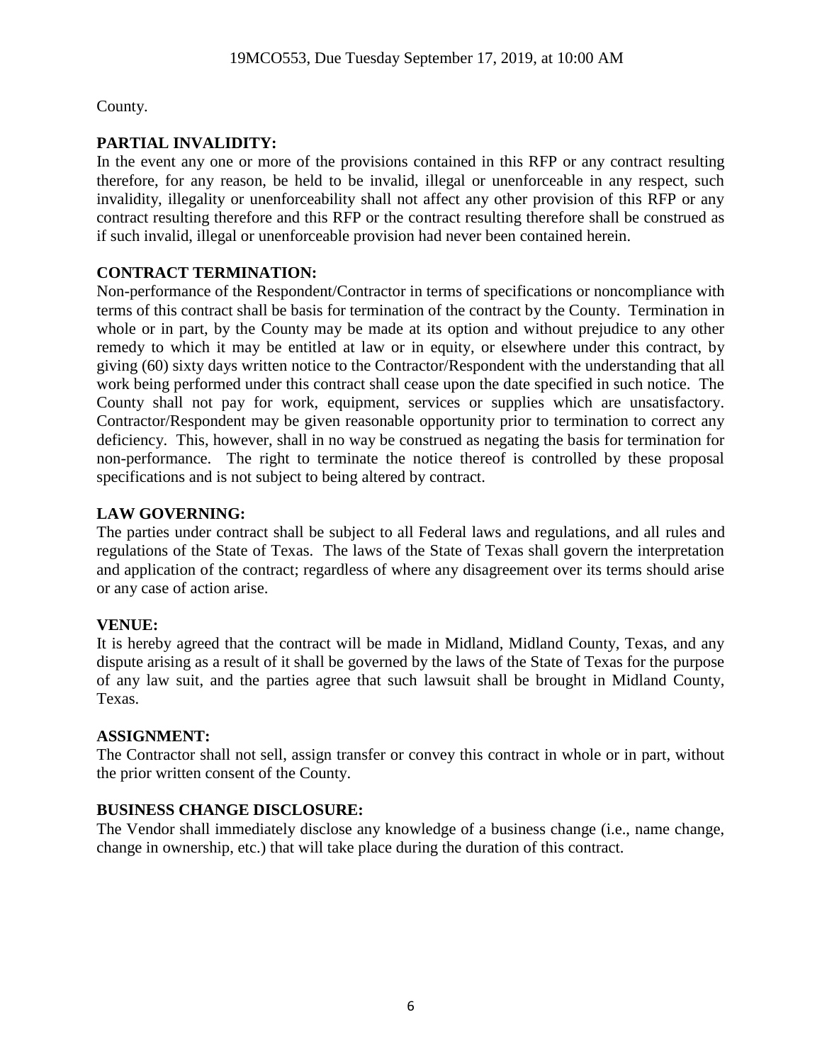County.

**PARTIAL INVALIDITY:**
In the event any one or more of the provisions contained in this RFP or any contract resulting therefore, for any reason, be held to be invalid, illegal or unenforceable in any respect, such invalidity, illegality or unenforceability shall not affect any other provision of this RFP or any contract resulting therefore and this RFP or the contract resulting therefore shall be construed as if such invalid, illegal or unenforceable provision had never been contained herein.

**CONTRACT TERMINATION:**
Non-performance of the Respondent/Contractor in terms of specifications or noncompliance with terms of this contract shall be basis for termination of the contract by the County. Termination in whole or in part, by the County may be made at its option and without prejudice to any other remedy to which it may be entitled at law or in equity, or elsewhere under this contract, by giving (60) sixty days written notice to the Contractor/Respondent with the understanding that all work being performed under this contract shall cease upon the date specified in such notice. The County shall not pay for work, equipment, services or supplies which are unsatisfactory. Contractor/Respondent may be given reasonable opportunity prior to termination to correct any deficiency. This, however, shall in no way be construed as negating the basis for termination for non-performance. The right to terminate the notice thereof is controlled by these proposal specifications and is not subject to being altered by contract.

**LAW GOVERNING:**
The parties under contract shall be subject to all Federal laws and regulations, and all rules and regulations of the State of Texas. The laws of the State of Texas shall govern the interpretation and application of the contract; regardless of where any disagreement over its terms should arise or any case of action arise.

**VENUE:**
It is hereby agreed that the contract will be made in Midland, Midland County, Texas, and any dispute arising as a result of it shall be governed by the laws of the State of Texas for the purpose of any law suit, and the parties agree that such lawsuit shall be brought in Midland County, Texas.

**ASSIGNMENT:**
The Contractor shall not sell, assign transfer or convey this contract in whole or in part, without the prior written consent of the County.

**BUSINESS CHANGE DISCLOSURE:**
The Vendor shall immediately disclose any knowledge of a business change (i.e., name change, change in ownership, etc.) that will take place during the duration of this contract.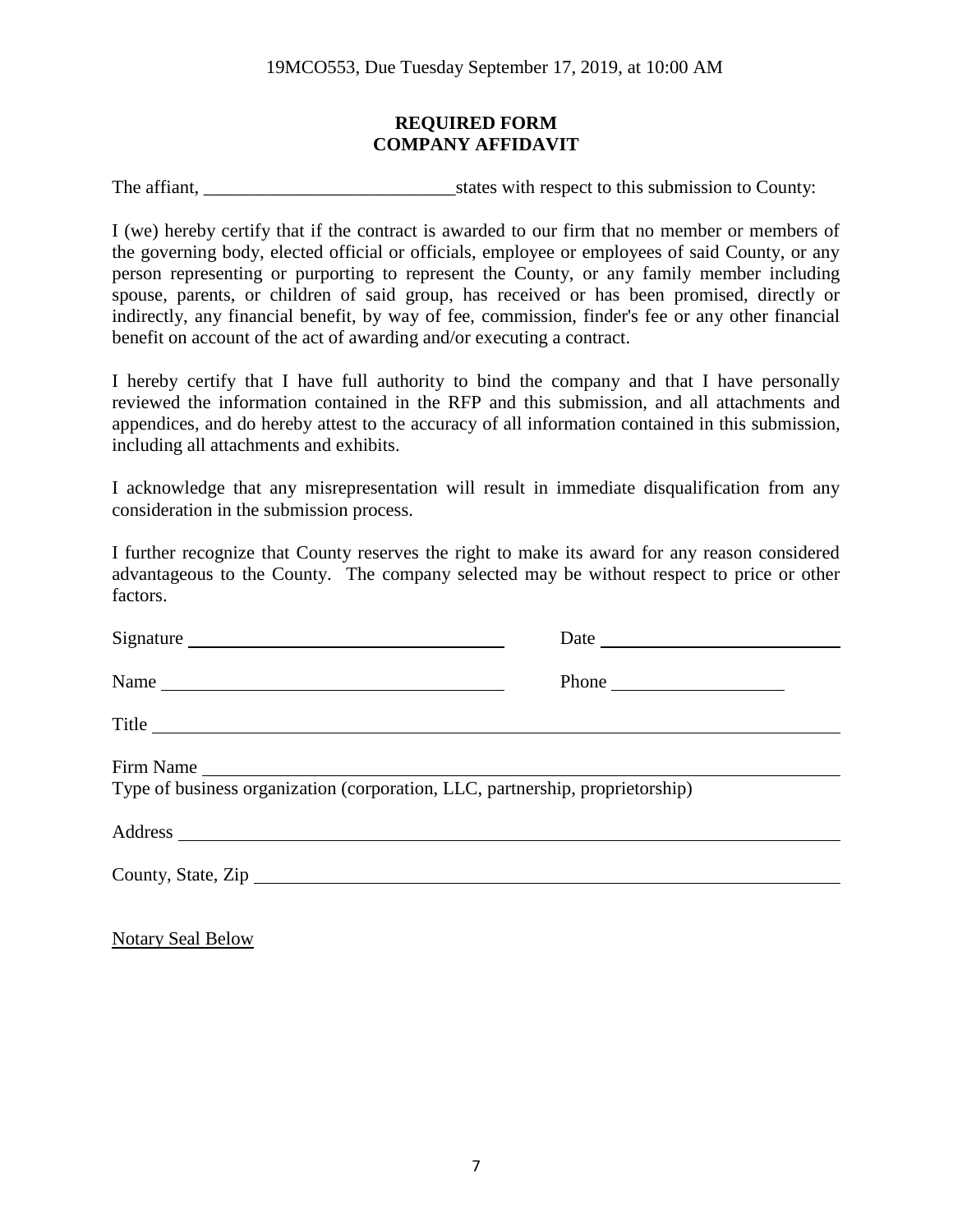19MCO553, Due Tuesday September 17, 2019, at 10:00 AM

## REQUIRED FORM
## COMPANY AFFIDAVIT

The affiant, ___________________________states with respect to this submission to County:

I (we) hereby certify that if the contract is awarded to our firm that no member or members of the governing body, elected official or officials, employee or employees of said County, or any person representing or purporting to represent the County, or any family member including spouse, parents, or children of said group, has received or has been promised, directly or indirectly, any financial benefit, by way of fee, commission, finder's fee or any other financial benefit on account of the act of awarding and/or executing a contract.

I hereby certify that I have full authority to bind the company and that I have personally reviewed the information contained in the RFP and this submission, and all attachments and appendices, and do hereby attest to the accuracy of all information contained in this submission, including all attachments and exhibits.

I acknowledge that any misrepresentation will result in immediate disqualification from any consideration in the submission process.

I further recognize that County reserves the right to make its award for any reason considered advantageous to the County. The company selected may be without respect to price or other factors.

Signature ___________________________________ Date ___________________________

Name ______________________________________ Phone ___________________

Title ______________________________________________________________________

Firm Name __________________________________________________________________

Type of business organization (corporation, LLC, partnership, proprietorship)

Address ____________________________________________________________________

County, State, Zip ___________________________________________________________

Notary Seal Below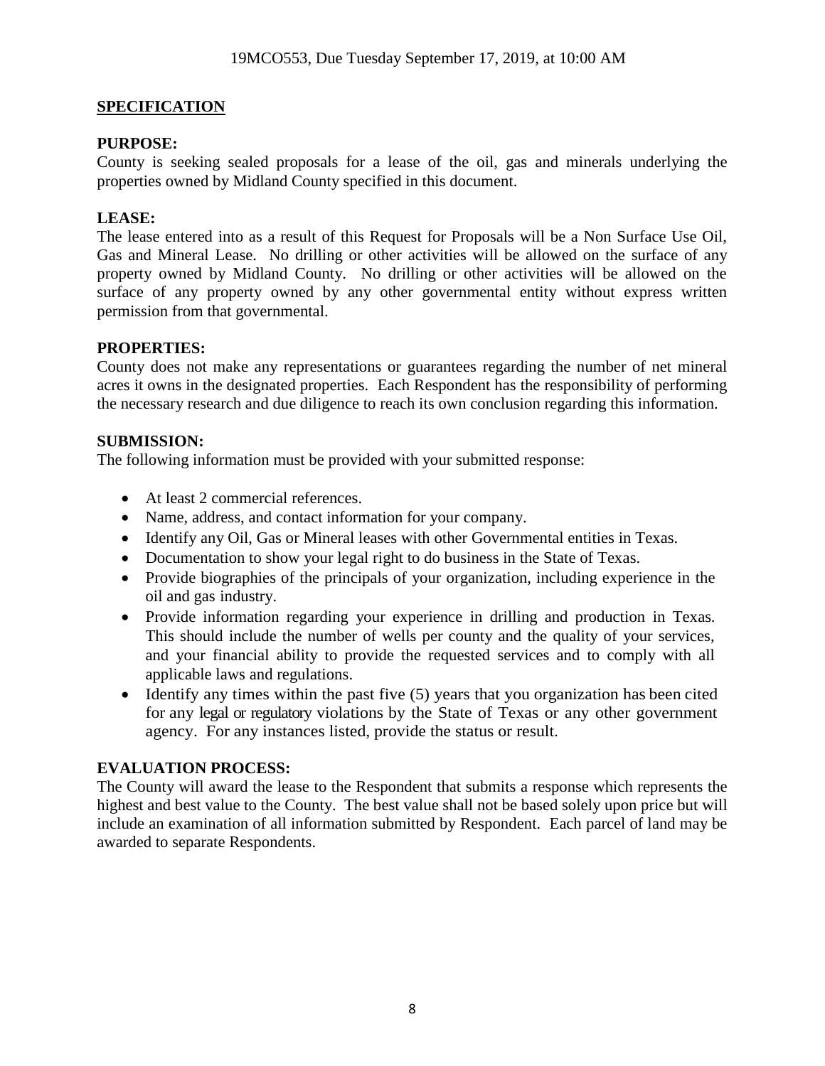## SPECIFICATION

**PURPOSE:**
County is seeking sealed proposals for a lease of the oil, gas and minerals underlying the properties owned by Midland County specified in this document.

**LEASE:**
The lease entered into as a result of this Request for Proposals will be a Non Surface Use Oil, Gas and Mineral Lease. No drilling or other activities will be allowed on the surface of any property owned by Midland County. No drilling or other activities will be allowed on the surface of any property owned by any other governmental entity without express written permission from that governmental.

**PROPERTIES:**
County does not make any representations or guarantees regarding the number of net mineral acres it owns in the designated properties. Each Respondent has the responsibility of performing the necessary research and due diligence to reach its own conclusion regarding this information.

**SUBMISSION:**
The following information must be provided with your submitted response:

- At least 2 commercial references.
- Name, address, and contact information for your company.
- Identify any Oil, Gas or Mineral leases with other Governmental entities in Texas.
- Documentation to show your legal right to do business in the State of Texas.
- Provide biographies of the principals of your organization, including experience in the oil and gas industry.
- Provide information regarding your experience in drilling and production in Texas. This should include the number of wells per county and the quality of your services, and your financial ability to provide the requested services and to comply with all applicable laws and regulations.
- Identify any times within the past five (5) years that you organization has been cited for any legal or regulatory violations by the State of Texas or any other government agency. For any instances listed, provide the status or result.

**EVALUATION PROCESS:**
The County will award the lease to the Respondent that submits a response which represents the highest and best value to the County. The best value shall not be based solely upon price but will include an examination of all information submitted by Respondent. Each parcel of land may be awarded to separate Respondents.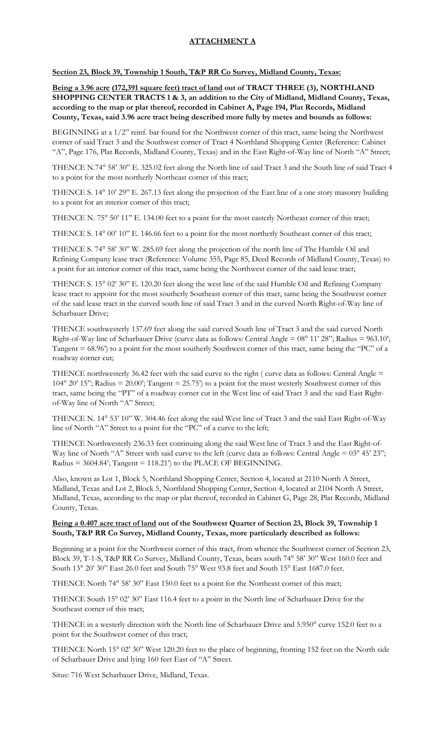**ATTACHMENT A**

**Section 23, Block 39, Township 1 South, T&P RR Co Survey, Midland County, Texas:**

**Being a 3.96 acre (172,391 square feet) tract of land out of TRACT THREE (3), NORTHLAND SHOPPING CENTER TRACTS 1 & 3, an addition to the City of Midland, Midland County, Texas, according to the map or plat thereof, recorded in Cabinet A, Page 194, Plat Records, Midland County, Texas, said 3.96 acre tract being described more fully by metes and bounds as follows:**

BEGINNING at a 1/2" reinf. bar found for the Northwest corner of this tract, same being the Northwest corner of said Tract 3 and the Southwest corner of Tract 4 Northland Shopping Center (Reference: Cabinet "A", Page 176, Plat Records, Midland County, Texas) and in the East Right-of-Way line of North "A" Street;

THENCE N.74° 58' 30" E. 325.02 feet along the North line of said Tract 3 and the South line of said Tract 4 to a point for the most northerly Northeast corner of this tract;

THENCE S. 14° 10' 29" E. 267.13 feet along the projection of the East line of a one story masonry building to a point for an interior corner of this tract;

THENCE N. 75° 50' 11" E. 134.00 feet to a point for the most easterly Northeast corner of this tract;

THENCE S. 14° 00' 10" E. 146.66 feet to a point for the most northerly Southeast corner of this tract;

THENCE S. 74° 58' 30" W. 285.69 feet along the projection of the north line of The Humble Oil and Refining Company lease tract (Reference: Volume 355, Page 85, Deed Records of Midland County, Texas) to a point for an interior corner of this tract, same being the Northwest corner of the said lease tract;

THENCE S. 15° 02' 30" E. 120.20 feet along the west line of the said Humble Oil and Refining Company lease tract to appoint for the most southerly Southeast corner of this tract, same being the Southwest corner of the said lease tract in the curved south line of said Tract 3 and in the curved North Right-of-Way line of Scharbauer Drive;

THENCE southwesterly 137.69 feet along the said curved South line of Tract 3 and the said curved North Right-of-Way line of Scharbauer Drive (curve data as follows: Central Angle = 08° 11' 28"; Radius = 963.10'; Tangent = 68.96') to a point for the most southerly Southwest corner of this tract, same being the "PC" of a roadway corner cut;

THENCE northwesterly 36.42 feet with the said curve to the right ( curve data as follows: Central Angle = 104° 20' 15"; Radius = 20.00'; Tangent = 25.75') to a point for the most westerly Southwest corner of this tract, same being the "PT" of a roadway corner cut in the West line of said Tract 3 and the said East Right-of-Way line of North "A" Street;

THENCE N. 14° 53' 10" W. 304.46 feet along the said West line of Tract 3 and the said East Right-of-Way line of North "A" Street to a point for the "PC" of a curve to the left;

THENCE Northwesterly 236.33 feet continuing along the said West line of Tract 3 and the East Right-of-Way line of North "A" Street with said curve to the left (curve data as follows: Central Angle = 03° 45' 23"; Radius = 3604.84'; Tangent = 118.21') to the PLACE OF BEGINNING.

Also, known as Lot 1, Block 5, Northland Shopping Center, Section 4, located at 2110 North A Street, Midland, Texas and Lot 2, Block 5, Northland Shopping Center, Section 4, located at 2104 North A Street, Midland, Texas, according to the map or plat thereof, recorded in Cabinet G, Page 28, Plat Records, Midland County, Texas.

**Being a 0.407 acre tract of land out of the Southwest Quarter of Section 23, Block 39, Township 1 South, T&P RR Co Survey, Midland County, Texas, more particularly described as follows:**

Beginning at a point for the Northwest corner of this tract, from whence the Southwest corner of Section 23, Block 39, T-1-S, T&P RR Co Survey, Midland County, Texas, bears south 74° 58' 30" West 160.0 feet and South 13° 20' 30" East 26.0 feet and South 75° West 93.8 feet and South 15° East 1687.0 feet.

THENCE North 74° 58' 30" East 150.0 feet to a point for the Northeast corner of this tract;

THENCE South 15° 02' 30" East 116.4 feet to a point in the North line of Scharbauer Drive for the Southeast corner of this tract;

THENCE in a westerly direction with the North line of Scharbauer Drive and 5.950° curve 152.0 feet to a point for the Southwest corner of this tract;

THENCE North 15° 02' 30" West 120.20 feet to the place of beginning, fronting 152 feet on the North side of Scharbauer Drive and lying 160 feet East of "A" Street.

Situs: 716 West Scharbauer Drive, Midland, Texas.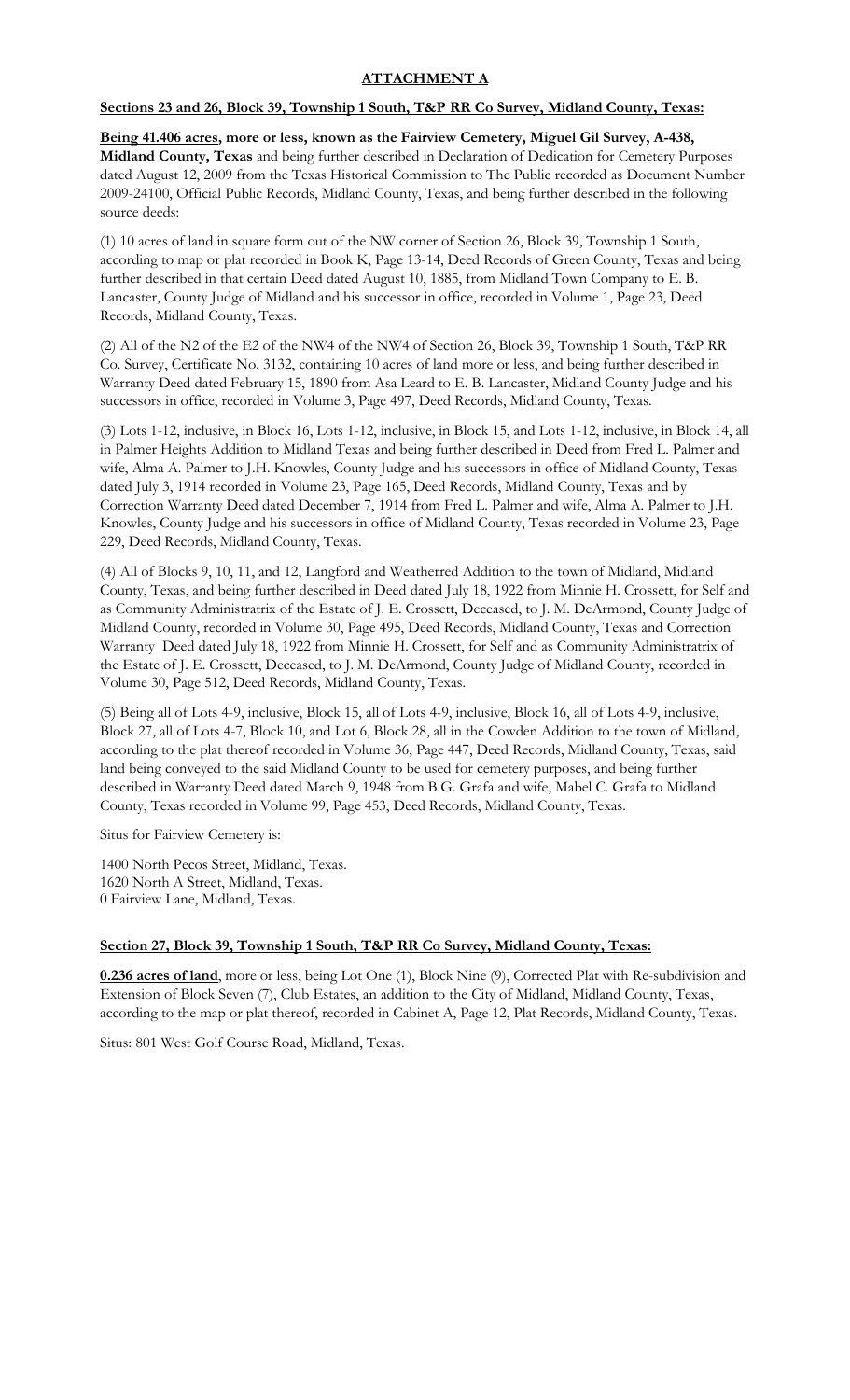# ATTACHMENT A

**Sections 23 and 26, Block 39, Township 1 South, T&P RR Co Survey, Midland County, Texas:**

**Being 41.406 acres, more or less, known as the Fairview Cemetery, Miguel Gil Survey, A-438, Midland County, Texas** and being further described in Declaration of Dedication for Cemetery Purposes dated August 12, 2009 from the Texas Historical Commission to The Public recorded as Document Number 2009-24100, Official Public Records, Midland County, Texas, and being further described in the following source deeds:

(1) 10 acres of land in square form out of the NW corner of Section 26, Block 39, Township 1 South, according to map or plat recorded in Book K, Page 13-14, Deed Records of Green County, Texas and being further described in that certain Deed dated August 10, 1885, from Midland Town Company to E. B. Lancaster, County Judge of Midland and his successor in office, recorded in Volume 1, Page 23, Deed Records, Midland County, Texas.

(2) All of the N2 of the E2 of the NW4 of the NW4 of Section 26, Block 39, Township 1 South, T&P RR Co. Survey, Certificate No. 3132, containing 10 acres of land more or less, and being further described in Warranty Deed dated February 15, 1890 from Asa Leard to E. B. Lancaster, Midland County Judge and his successors in office, recorded in Volume 3, Page 497, Deed Records, Midland County, Texas.

(3) Lots 1-12, inclusive, in Block 16, Lots 1-12, inclusive, in Block 15, and Lots 1-12, inclusive, in Block 14, all in Palmer Heights Addition to Midland Texas and being further described in Deed from Fred L. Palmer and wife, Alma A. Palmer to J.H. Knowles, County Judge and his successors in office of Midland County, Texas dated July 3, 1914 recorded in Volume 23, Page 165, Deed Records, Midland County, Texas and by Correction Warranty Deed dated December 7, 1914 from Fred L. Palmer and wife, Alma A. Palmer to J.H. Knowles, County Judge and his successors in office of Midland County, Texas recorded in Volume 23, Page 229, Deed Records, Midland County, Texas.

(4) All of Blocks 9, 10, 11, and 12, Langford and Weatherred Addition to the town of Midland, Midland County, Texas, and being further described in Deed dated July 18, 1922 from Minnie H. Crossett, for Self and as Community Administratrix of the Estate of J. E. Crossett, Deceased, to J. M. DeArmond, County Judge of Midland County, recorded in Volume 30, Page 495, Deed Records, Midland County, Texas and Correction Warranty Deed dated July 18, 1922 from Minnie H. Crossett, for Self and as Community Administratrix of the Estate of J. E. Crossett, Deceased, to J. M. DeArmond, County Judge of Midland County, recorded in Volume 30, Page 512, Deed Records, Midland County, Texas.

(5) Being all of Lots 4-9, inclusive, Block 15, all of Lots 4-9, inclusive, Block 16, all of Lots 4-9, inclusive, Block 27, all of Lots 4-7, Block 10, and Lot 6, Block 28, all in the Cowden Addition to the town of Midland, according to the plat thereof recorded in Volume 36, Page 447, Deed Records, Midland County, Texas, said land being conveyed to the said Midland County to be used for cemetery purposes, and being further described in Warranty Deed dated March 9, 1948 from B.G. Grafa and wife, Mabel C. Grafa to Midland County, Texas recorded in Volume 99, Page 453, Deed Records, Midland County, Texas.

Situs for Fairview Cemetery is:

1400 North Pecos Street, Midland, Texas.
1620 North A Street, Midland, Texas.
0 Fairview Lane, Midland, Texas.

**Section 27, Block 39, Township 1 South, T&P RR Co Survey, Midland County, Texas:**

**0.236 acres of land**, more or less, being Lot One (1), Block Nine (9), Corrected Plat with Re-subdivision and Extension of Block Seven (7), Club Estates, an addition to the City of Midland, Midland County, Texas, according to the map or plat thereof, recorded in Cabinet A, Page 12, Plat Records, Midland County, Texas.

Situs: 801 West Golf Course Road, Midland, Texas.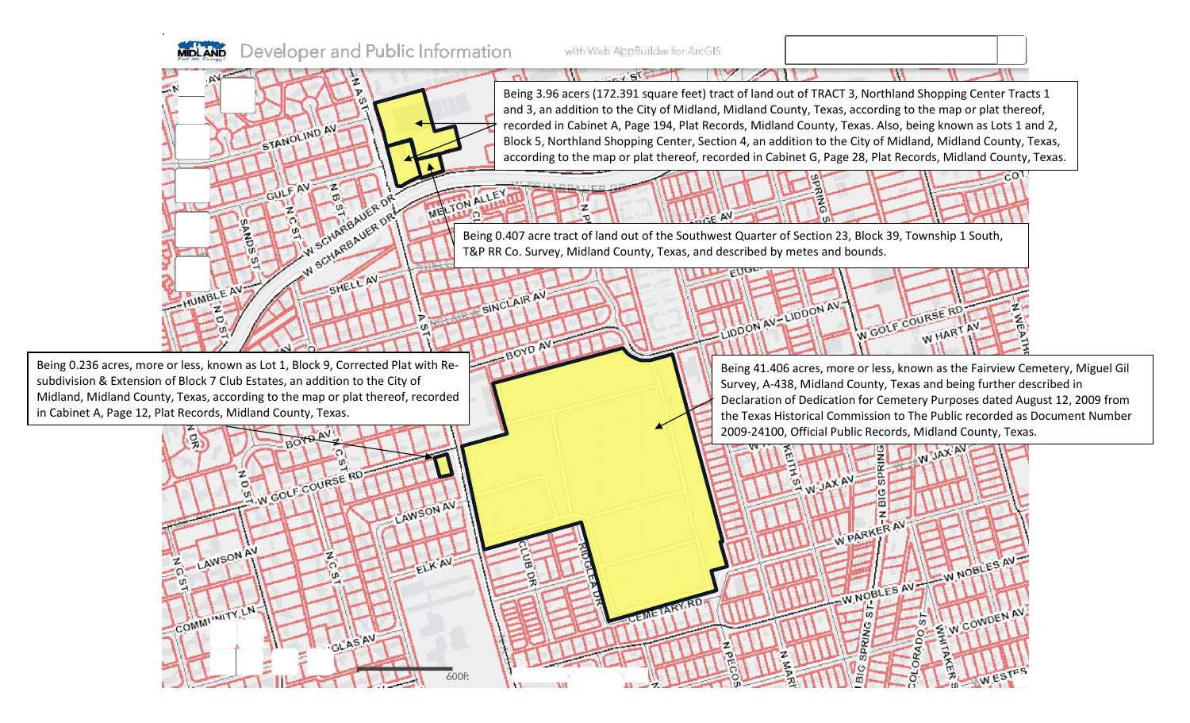Developer and Public Information

Being 3.96 acers (172.391 square feet) tract of land out of TRACT 3, Northland Shopping Center Tracts 1 and 3, an addition to the City of Midland, Midland County, Texas, according to the map or plat thereof, recorded in Cabinet A, Page 194, Plat Records, Midland County, Texas. Also, being known as Lots 1 and 2, Block 5, Northland Shopping Center, Section 4, an addition to the City of Midland, Midland County, Texas, according to the map or plat thereof, recorded in Cabinet G, Page 28, Plat Records, Midland County, Texas.

Being 0.407 acre tract of land out of the Southwest Quarter of Section 23, Block 39, Township 1 South, T&P RR Co. Survey, Midland County, Texas, and described by metes and bounds.

Being 0.236 acres, more or less, known as Lot 1, Block 9, Corrected Plat with Re-subdivision & Extension of Block 7 Club Estates, an addition to the City of Midland, Midland County, Texas, according to the map or plat thereof, recorded in Cabinet A, Page 12, Plat Records, Midland County, Texas.

Being 41.406 acres, more or less, known as the Fairview Cemetery, Miguel Gil Survey, A-438, Midland County, Texas and being further described in Declaration of Dedication for Cemetery Purposes dated August 12, 2009 from the Texas Historical Commission to The Public recorded as Document Number 2009-24100, Official Public Records, Midland County, Texas.

600ft